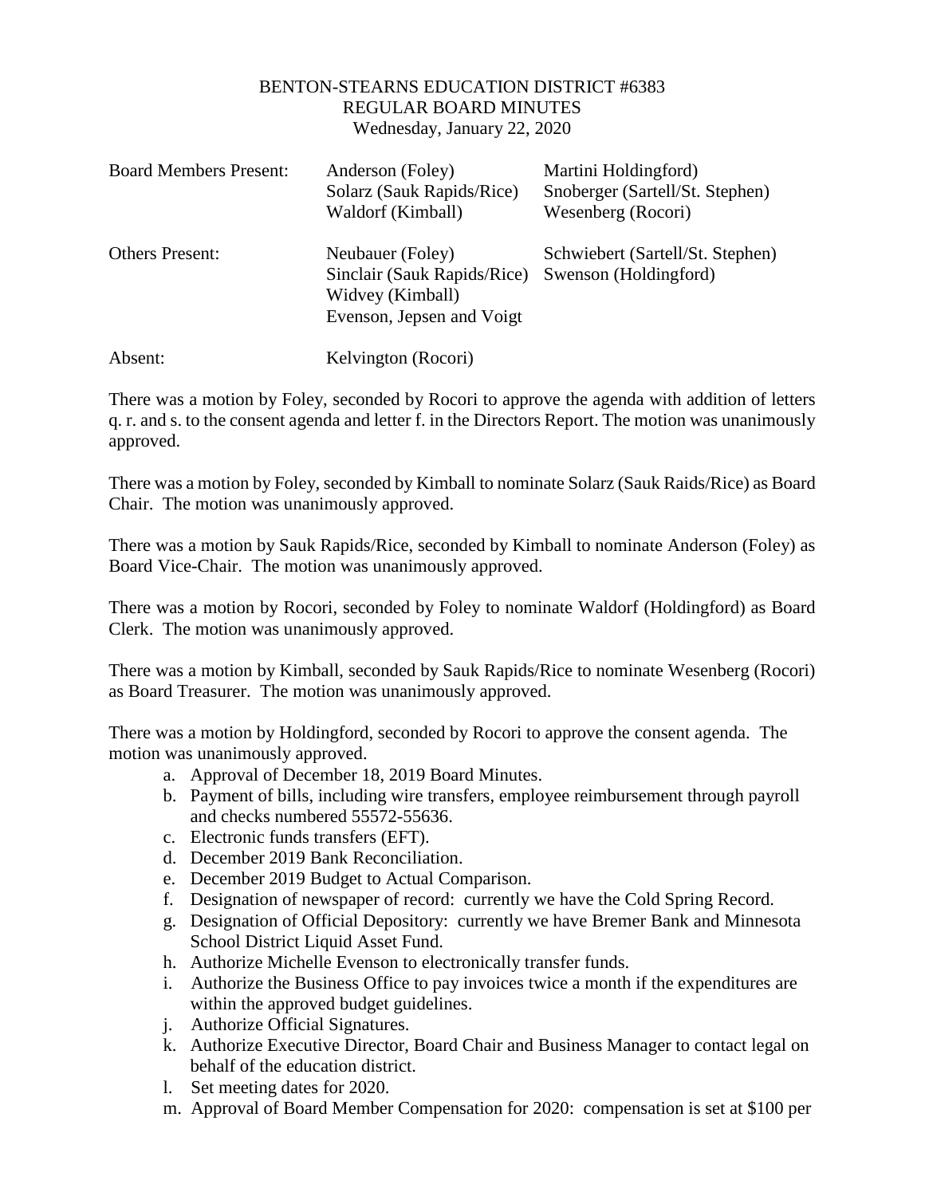BENTON-STEARNS EDUCATION DISTRICT #6383
REGULAR BOARD MINUTES
Wednesday, January 22, 2020

| | | |
|---|---|---|
| Board Members Present: | Anderson (Foley) | Martini Holdingford) |
| | Solarz (Sauk Rapids/Rice) | Snoberger (Sartell/St. Stephen) |
| | Waldorf (Kimball) | Wesenberg (Rocori) |
| Others Present: | Neubauer (Foley) | Schwiebert (Sartell/St. Stephen) |
| | Sinclair (Sauk Rapids/Rice) | Swenson (Holdingford) |
| | Widvey (Kimball) | |
| | Evenson, Jepsen and Voigt | |
| Absent: | Kelvington (Rocori) | |

There was a motion by Foley, seconded by Rocori to approve the agenda with addition of letters q. r. and s. to the consent agenda and letter f. in the Directors Report. The motion was unanimously approved.

There was a motion by Foley, seconded by Kimball to nominate Solarz (Sauk Raids/Rice) as Board Chair. The motion was unanimously approved.

There was a motion by Sauk Rapids/Rice, seconded by Kimball to nominate Anderson (Foley) as Board Vice-Chair. The motion was unanimously approved.

There was a motion by Rocori, seconded by Foley to nominate Waldorf (Holdingford) as Board Clerk. The motion was unanimously approved.

There was a motion by Kimball, seconded by Sauk Rapids/Rice to nominate Wesenberg (Rocori) as Board Treasurer. The motion was unanimously approved.

There was a motion by Holdingford, seconded by Rocori to approve the consent agenda. The motion was unanimously approved.

a. Approval of December 18, 2019 Board Minutes.
b. Payment of bills, including wire transfers, employee reimbursement through payroll and checks numbered 55572-55636.
c. Electronic funds transfers (EFT).
d. December 2019 Bank Reconciliation.
e. December 2019 Budget to Actual Comparison.
f. Designation of newspaper of record: currently we have the Cold Spring Record.
g. Designation of Official Depository: currently we have Bremer Bank and Minnesota School District Liquid Asset Fund.
h. Authorize Michelle Evenson to electronically transfer funds.
i. Authorize the Business Office to pay invoices twice a month if the expenditures are within the approved budget guidelines.
j. Authorize Official Signatures.
k. Authorize Executive Director, Board Chair and Business Manager to contact legal on behalf of the education district.
l. Set meeting dates for 2020.
m. Approval of Board Member Compensation for 2020: compensation is set at $100 per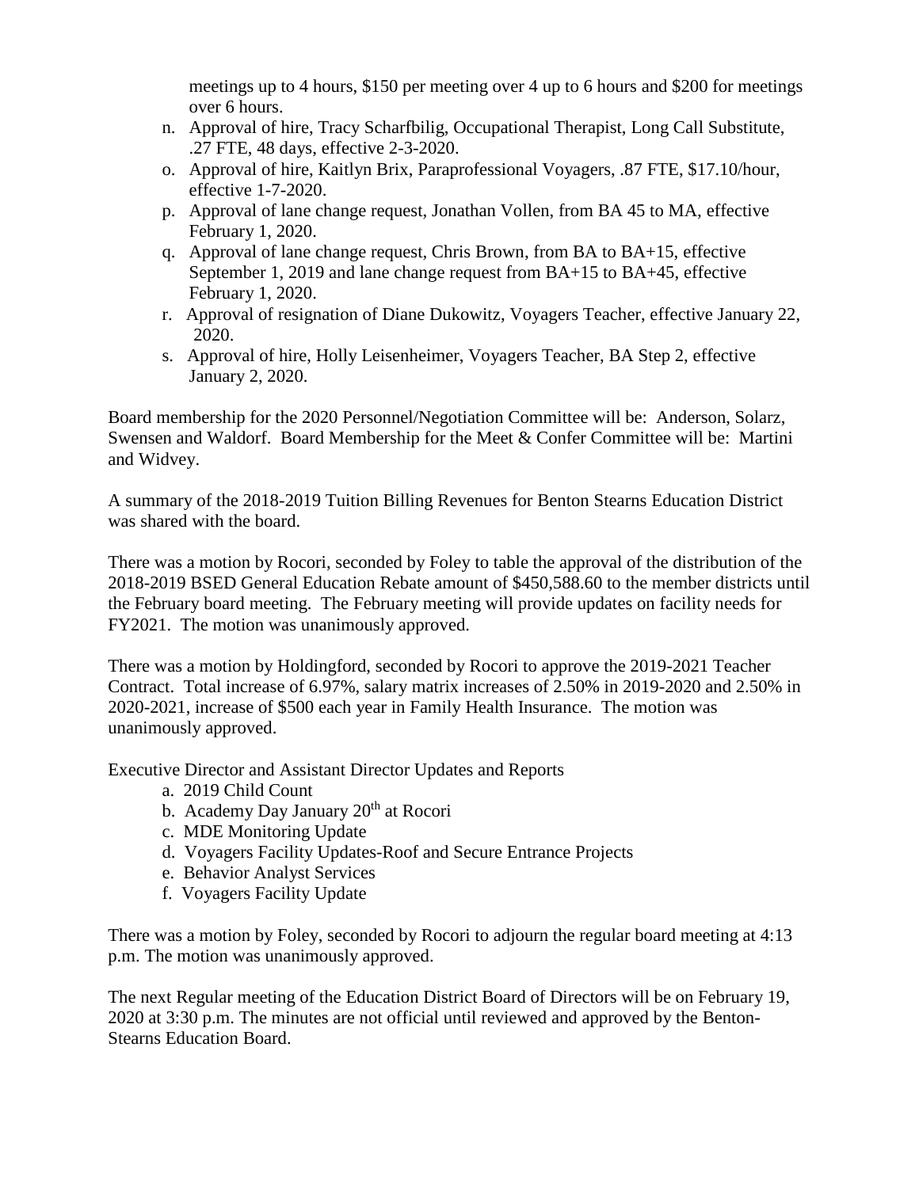meetings up to 4 hours, $150 per meeting over 4 up to 6 hours and $200 for meetings over 6 hours.

n. Approval of hire, Tracy Scharfbilig, Occupational Therapist, Long Call Substitute, .27 FTE, 48 days, effective 2-3-2020.
o. Approval of hire, Kaitlyn Brix, Paraprofessional Voyagers, .87 FTE, $17.10/hour, effective 1-7-2020.
p. Approval of lane change request, Jonathan Vollen, from BA 45 to MA, effective February 1, 2020.
q. Approval of lane change request, Chris Brown, from BA to BA+15, effective September 1, 2019 and lane change request from BA+15 to BA+45, effective February 1, 2020.
r. Approval of resignation of Diane Dukowitz, Voyagers Teacher, effective January 22, 2020.
s. Approval of hire, Holly Leisenheimer, Voyagers Teacher, BA Step 2, effective January 2, 2020.

Board membership for the 2020 Personnel/Negotiation Committee will be: Anderson, Solarz, Swensen and Waldorf. Board Membership for the Meet & Confer Committee will be: Martini and Widvey.

A summary of the 2018-2019 Tuition Billing Revenues for Benton Stearns Education District was shared with the board.

There was a motion by Rocori, seconded by Foley to table the approval of the distribution of the 2018-2019 BSED General Education Rebate amount of $450,588.60 to the member districts until the February board meeting. The February meeting will provide updates on facility needs for FY2021. The motion was unanimously approved.

There was a motion by Holdingford, seconded by Rocori to approve the 2019-2021 Teacher Contract. Total increase of 6.97%, salary matrix increases of 2.50% in 2019-2020 and 2.50% in 2020-2021, increase of $500 each year in Family Health Insurance. The motion was unanimously approved.

Executive Director and Assistant Director Updates and Reports

a. 2019 Child Count
b. Academy Day January 20th at Rocori
c. MDE Monitoring Update
d. Voyagers Facility Updates-Roof and Secure Entrance Projects
e. Behavior Analyst Services
f. Voyagers Facility Update

There was a motion by Foley, seconded by Rocori to adjourn the regular board meeting at 4:13 p.m. The motion was unanimously approved.

The next Regular meeting of the Education District Board of Directors will be on February 19, 2020 at 3:30 p.m. The minutes are not official until reviewed and approved by the Benton-Stearns Education Board.